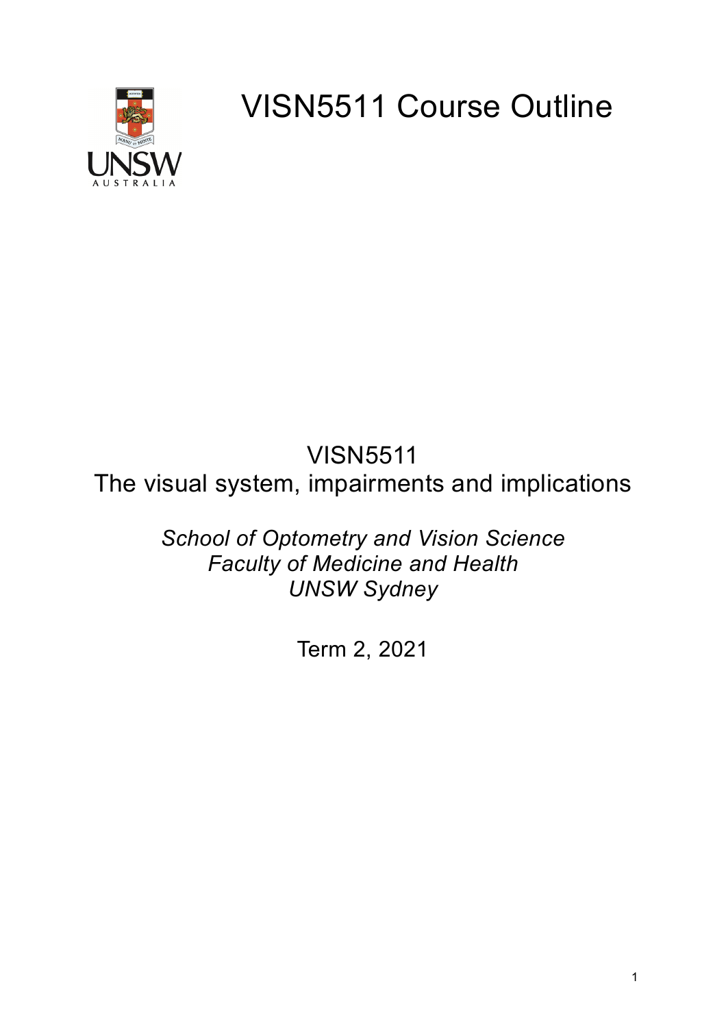# VISN5511 Course Outline

VISN5511
The visual system, impairments and implications

*School of Optometry and Vision Science*
*Faculty of Medicine and Health*
*UNSW Sydney*

Term 2, 2021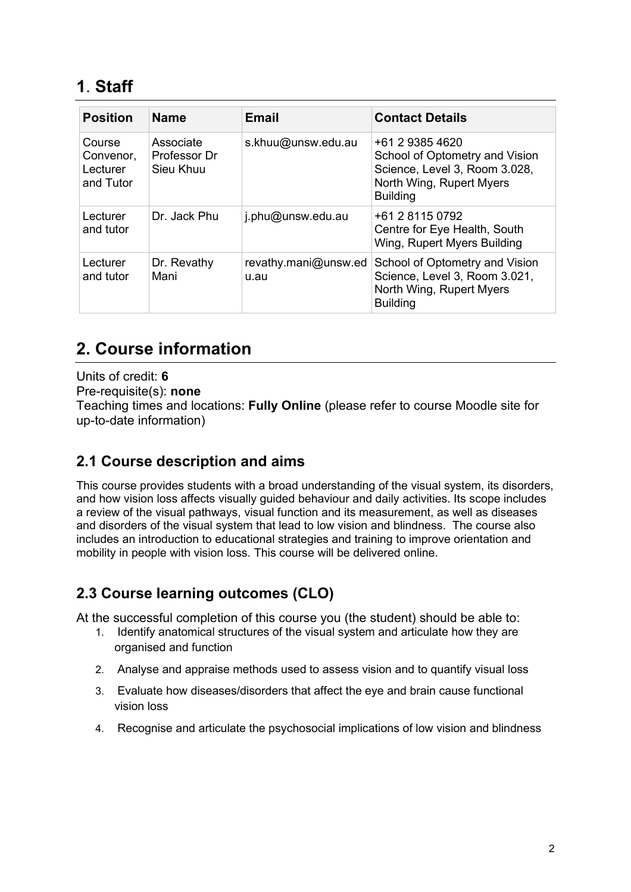## 1. Staff

| Position | Name | Email | Contact Details |
|---|---|---|---|
| Course Convenor, Lecturer and Tutor | Associate Professor Dr Sieu Khuu | s.khuu@unsw.edu.au | +61 2 9385 4620 School of Optometry and Vision Science, Level 3, Room 3.028, North Wing, Rupert Myers Building |
| Lecturer and tutor | Dr. Jack Phu | j.phu@unsw.edu.au | +61 2 8115 0792 Centre for Eye Health, South Wing, Rupert Myers Building |
| Lecturer and tutor | Dr. Revathy Mani | revathy.mani@unsw.edu.au | School of Optometry and Vision Science, Level 3, Room 3.021, North Wing, Rupert Myers Building |

## 2. Course information

Units of credit: **6**
Pre-requisite(s): **none**
Teaching times and locations: **Fully Online** (please refer to course Moodle site for up-to-date information)

### 2.1 Course description and aims

This course provides students with a broad understanding of the visual system, its disorders, and how vision loss affects visually guided behaviour and daily activities. Its scope includes a review of the visual pathways, visual function and its measurement, as well as diseases and disorders of the visual system that lead to low vision and blindness. The course also includes an introduction to educational strategies and training to improve orientation and mobility in people with vision loss. This course will be delivered online.

### 2.3 Course learning outcomes (CLO)

At the successful completion of this course you (the student) should be able to:

1. Identify anatomical structures of the visual system and articulate how they are organised and function
2. Analyse and appraise methods used to assess vision and to quantify visual loss
3. Evaluate how diseases/disorders that affect the eye and brain cause functional vision loss
4. Recognise and articulate the psychosocial implications of low vision and blindness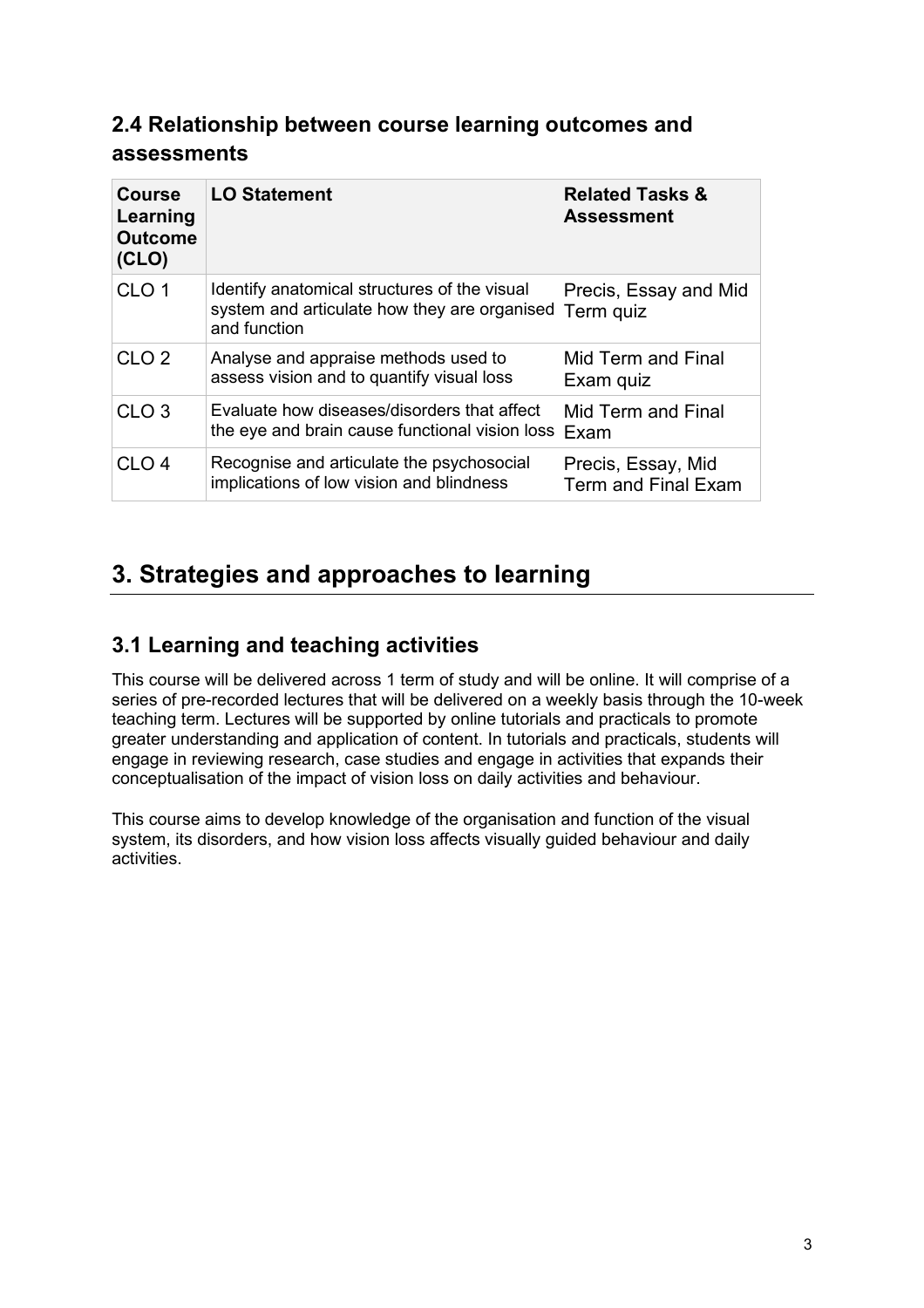### 2.4 Relationship between course learning outcomes and assessments

| Course Learning Outcome (CLO) | LO Statement | Related Tasks & Assessment |
|---|---|---|
| CLO 1 | Identify anatomical structures of the visual system and articulate how they are organised and function | Precis, Essay and Mid Term quiz |
| CLO 2 | Analyse and appraise methods used to assess vision and to quantify visual loss | Mid Term and Final Exam quiz |
| CLO 3 | Evaluate how diseases/disorders that affect the eye and brain cause functional vision loss | Mid Term and Final Exam |
| CLO 4 | Recognise and articulate the psychosocial implications of low vision and blindness | Precis, Essay, Mid Term and Final Exam |

## 3. Strategies and approaches to learning

### 3.1 Learning and teaching activities

This course will be delivered across 1 term of study and will be online. It will comprise of a series of pre-recorded lectures that will be delivered on a weekly basis through the 10-week teaching term. Lectures will be supported by online tutorials and practicals to promote greater understanding and application of content. In tutorials and practicals, students will engage in reviewing research, case studies and engage in activities that expands their conceptualisation of the impact of vision loss on daily activities and behaviour.

This course aims to develop knowledge of the organisation and function of the visual system, its disorders, and how vision loss affects visually guided behaviour and daily activities.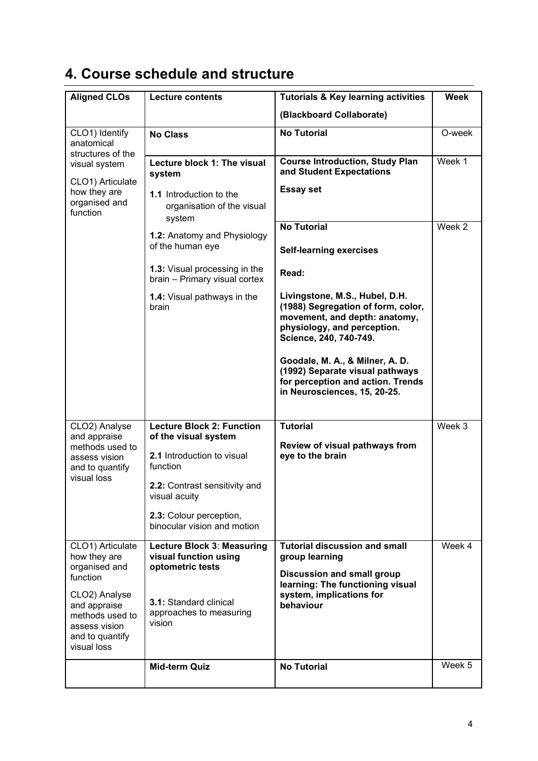## 4. Course schedule and structure

| Aligned CLOs | Lecture contents | Tutorials & Key learning activities (Blackboard Collaborate) | Week |
|---|---|---|---|
| CLO1) Identify anatomical structures of the visual system | **No Class** | **No Tutorial** | O-week |
| CLO1) Articulate how they are organised and function | **Lecture block 1: The visual system**<br>**1.1** Introduction to the organisation of the visual system<br>**1.2:** Anatomy and Physiology of the human eye<br>**1.3:** Visual processing in the brain – Primary visual cortex<br>**1.4:** Visual pathways in the brain | **Course Introduction, Study Plan and Student Expectations**<br>**Essay set** | Week 1 |
| | | **No Tutorial**<br>**Self-learning exercises**<br>**Read:**<br>**Livingstone, M.S., Hubel, D.H. (1988) Segregation of form, color, movement, and depth: anatomy, physiology, and perception. Science, 240, 740-749.**<br>**Goodale, M. A., & Milner, A. D. (1992) Separate visual pathways for perception and action. Trends in Neurosciences, 15, 20-25.** | Week 2 |
| CLO2) Analyse and appraise methods used to assess vision and to quantify visual loss | **Lecture Block 2: Function of the visual system**<br>**2.1** Introduction to visual function<br>**2.2:** Contrast sensitivity and visual acuity<br>**2.3:** Colour perception, binocular vision and motion | **Tutorial**<br>**Review of visual pathways from eye to the brain** | Week 3 |
| CLO1) Articulate how they are organised and function<br>CLO2) Analyse and appraise methods used to assess vision and to quantify visual loss | **Lecture Block 3: Measuring visual function using optometric tests**<br>**3.1:** Standard clinical approaches to measuring vision | **Tutorial discussion and small group learning**<br>**Discussion and small group learning: The functioning visual system, implications for behaviour** | Week 4 |
| | **Mid-term Quiz** | **No Tutorial** | Week 5 |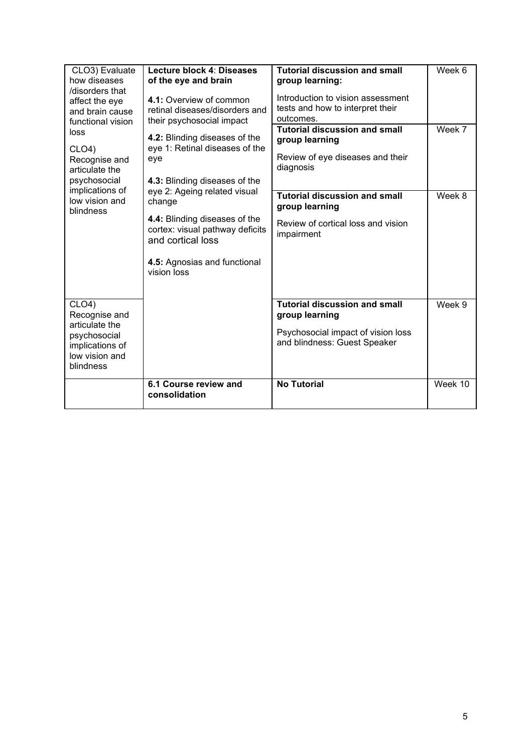| | | | |
|---|---|---|---|
| CLO3) Evaluate how diseases /disorders that affect the eye and brain cause functional vision loss<br><br>CLO4) Recognise and articulate the psychosocial implications of low vision and blindness | **Lecture block 4**: **Diseases of the eye and brain**<br><br>**4.1:** Overview of common retinal diseases/disorders and their psychosocial impact<br><br>**4.2:** Blinding diseases of the eye 1: Retinal diseases of the eye<br><br>**4.3:** Blinding diseases of the eye 2: Ageing related visual change<br><br>**4.4:** Blinding diseases of the cortex: visual pathway deficits and cortical loss<br><br>**4.5:** Agnosias and functional vision loss | **Tutorial discussion and small group learning:**<br><br>Introduction to vision assessment tests and how to interpret their outcomes. | Week 6 |
| | | **Tutorial discussion and small group learning**<br><br>Review of eye diseases and their diagnosis | Week 7 |
| | | **Tutorial discussion and small group learning**<br><br>Review of cortical loss and vision impairment | Week 8 |
| CLO4) Recognise and articulate the psychosocial implications of low vision and blindness | | **Tutorial discussion and small group learning**<br><br>Psychosocial impact of vision loss and blindness: Guest Speaker | Week 9 |
| | **6.1 Course review and consolidation** | **No Tutorial** | Week 10 |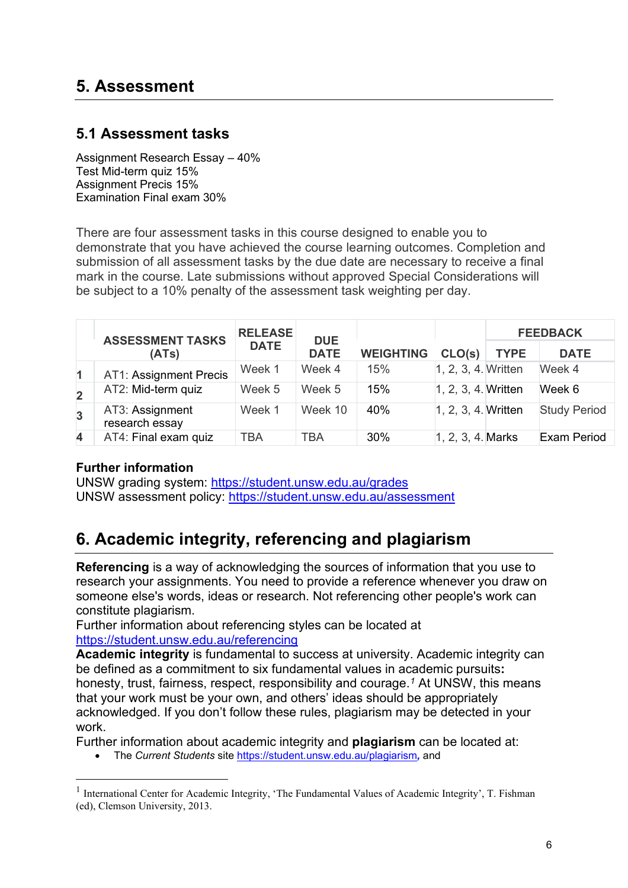## 5. Assessment

### 5.1 Assessment tasks

Assignment Research Essay – 40%
Test Mid-term quiz 15%
Assignment Precis 15%
Examination Final exam 30%

There are four assessment tasks in this course designed to enable you to demonstrate that you have achieved the course learning outcomes. Completion and submission of all assessment tasks by the due date are necessary to receive a final mark in the course. Late submissions without approved Special Considerations will be subject to a 10% penalty of the assessment task weighting per day.

| | ASSESSMENT TASKS (ATs) | RELEASE DATE | DUE DATE | WEIGHTING | CLO(s) | FEEDBACK | |
|---|---|---|---|---|---|---|---|
| | | | | | | TYPE | DATE |
| 1 | AT1: Assignment Precis | Week 1 | Week 4 | 15% | 1, 2, 3, 4. | Written | Week 4 |
| 2 | AT2: Mid-term quiz | Week 5 | Week 5 | 15% | 1, 2, 3, 4. | Written | Week 6 |
| 3 | AT3: Assignment research essay | Week 1 | Week 10 | 40% | 1, 2, 3, 4. | Written | Study Period |
| 4 | AT4: Final exam quiz | TBA | TBA | 30% | 1, 2, 3, 4. | Marks | Exam Period |

**Further information**
UNSW grading system: https://student.unsw.edu.au/grades
UNSW assessment policy: https://student.unsw.edu.au/assessment

## 6. Academic integrity, referencing and plagiarism

**Referencing** is a way of acknowledging the sources of information that you use to research your assignments. You need to provide a reference whenever you draw on someone else's words, ideas or research. Not referencing other people's work can constitute plagiarism.
Further information about referencing styles can be located at https://student.unsw.edu.au/referencing
**Academic integrity** is fundamental to success at university. Academic integrity can be defined as a commitment to six fundamental values in academic pursuits**:** honesty, trust, fairness, respect, responsibility and courage.[1] At UNSW, this means that your work must be your own, and others' ideas should be appropriately acknowledged. If you don't follow these rules, plagiarism may be detected in your work.
Further information about academic integrity and **plagiarism** can be located at:

- The *Current Students* site https://student.unsw.edu.au/plagiarism**,** and

[1] International Center for Academic Integrity, 'The Fundamental Values of Academic Integrity', T. Fishman (ed), Clemson University, 2013.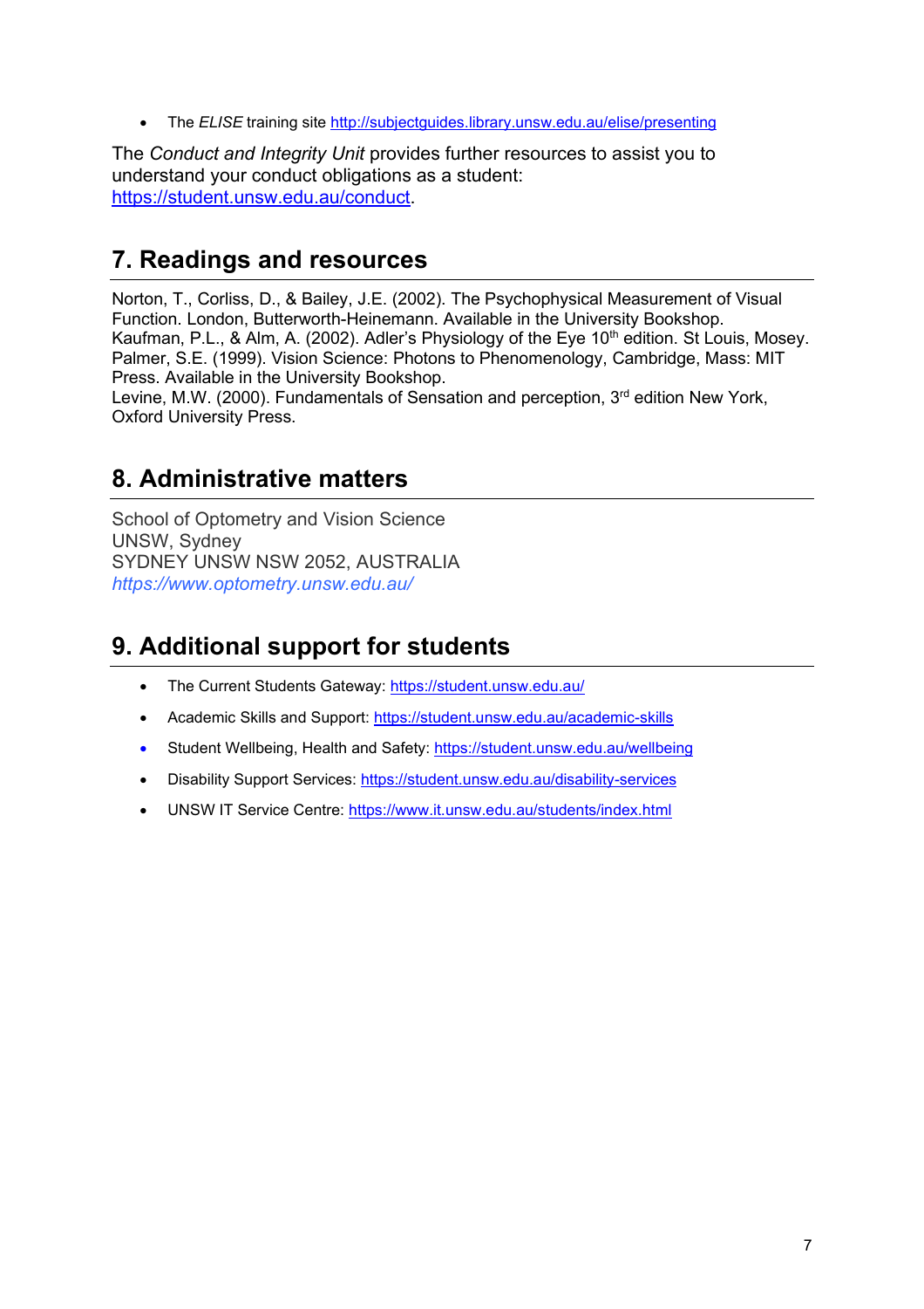- The *ELISE* training site http://subjectguides.library.unsw.edu.au/elise/presenting

The *Conduct and Integrity Unit* provides further resources to assist you to understand your conduct obligations as a student: https://student.unsw.edu.au/conduct.

## 7. Readings and resources

Norton, T., Corliss, D., & Bailey, J.E. (2002). The Psychophysical Measurement of Visual Function. London, Butterworth-Heinemann. Available in the University Bookshop.
Kaufman, P.L., & Alm, A. (2002). Adler's Physiology of the Eye 10th edition. St Louis, Mosey.
Palmer, S.E. (1999). Vision Science: Photons to Phenomenology, Cambridge, Mass: MIT Press. Available in the University Bookshop.
Levine, M.W. (2000). Fundamentals of Sensation and perception, 3rd edition New York, Oxford University Press.

## 8. Administrative matters

School of Optometry and Vision Science
UNSW, Sydney
SYDNEY UNSW NSW 2052, AUSTRALIA
*https://www.optometry.unsw.edu.au/*

## 9. Additional support for students

- The Current Students Gateway: https://student.unsw.edu.au/
- Academic Skills and Support: https://student.unsw.edu.au/academic-skills
- Student Wellbeing, Health and Safety: https://student.unsw.edu.au/wellbeing
- Disability Support Services: https://student.unsw.edu.au/disability-services
- UNSW IT Service Centre: https://www.it.unsw.edu.au/students/index.html